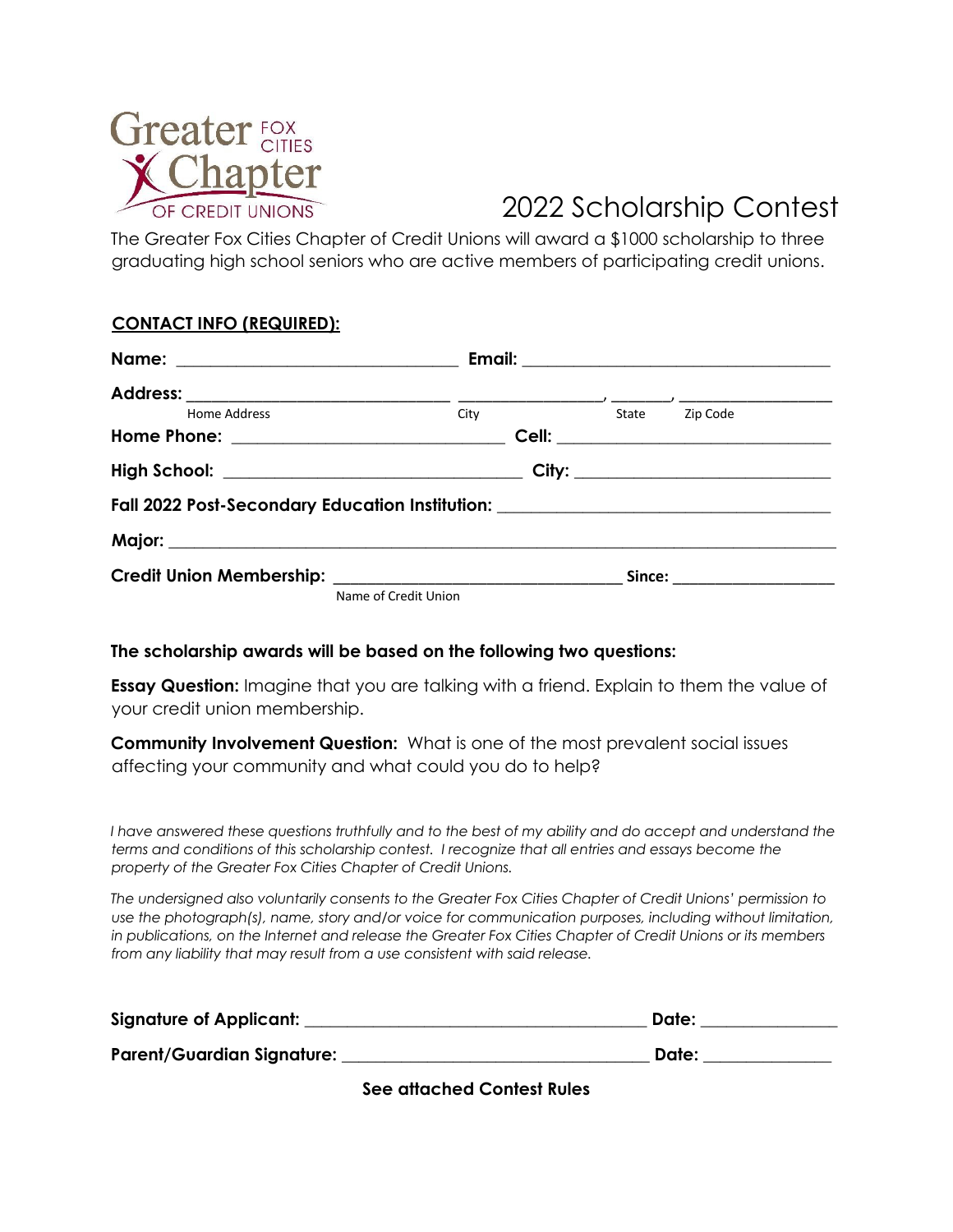Greater FOX CITIES Chapter OF CREDIT UNIONS

# 2022 Scholarship Contest

The Greater Fox Cities Chapter of Credit Unions will award a $1000 scholarship to three graduating high school seniors who are active members of participating credit unions.

**CONTACT INFO (REQUIRED):**

**Name:** ______________________________ **Email:** ________________________________

**Address:** ___________________________ _______________, ______, _______________
Home Address City State Zip Code

**Home Phone:** ___________________________ **Cell:** _____________________________

**High School:** ______________________________ **City:** ___________________________

**Fall 2022 Post-Secondary Education Institution:** ___________________________________

**Major:** __________________________________________________________________

**Credit Union Membership:** ______________________________ **Since:** _________________
Name of Credit Union

**The scholarship awards will be based on the following two questions:**

**Essay Question:** Imagine that you are talking with a friend. Explain to them the value of your credit union membership.

**Community Involvement Question:** What is one of the most prevalent social issues affecting your community and what could you do to help?

*I have answered these questions truthfully and to the best of my ability and do accept and understand the terms and conditions of this scholarship contest. I recognize that all entries and essays become the property of the Greater Fox Cities Chapter of Credit Unions.*

*The undersigned also voluntarily consents to the Greater Fox Cities Chapter of Credit Unions' permission to use the photograph(s), name, story and/or voice for communication purposes, including without limitation, in publications, on the Internet and release the Greater Fox Cities Chapter of Credit Unions or its members from any liability that may result from a use consistent with said release.*

**Signature of Applicant:** ______________________________________ **Date:** _______________

**Parent/Guardian Signature:** ___________________________________ **Date:** ______________

**See attached Contest Rules**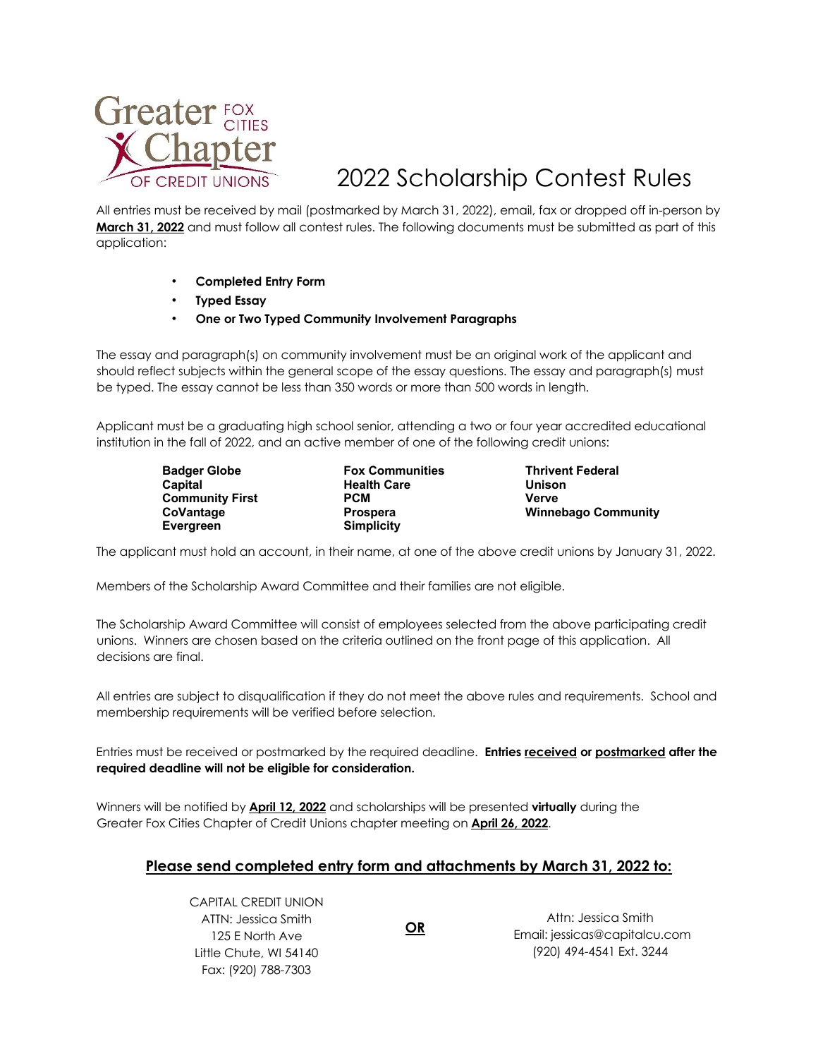Greater FOX CITIES Chapter OF CREDIT UNIONS

# 2022 Scholarship Contest Rules

All entries must be received by mail (postmarked by March 31, 2022), email, fax or dropped off in-person by **March 31, 2022** and must follow all contest rules. The following documents must be submitted as part of this application:

- **Completed Entry Form**
- **Typed Essay**
- **One or Two Typed Community Involvement Paragraphs**

The essay and paragraph(s) on community involvement must be an original work of the applicant and should reflect subjects within the general scope of the essay questions. The essay and paragraph(s) must be typed. The essay cannot be less than 350 words or more than 500 words in length.

Applicant must be a graduating high school senior, attending a two or four year accredited educational institution in the fall of 2022, and an active member of one of the following credit unions:

| | | |
|---|---|---|
| **Badger Globe** | **Fox Communities** | **Thrivent Federal** |
| **Capital** | **Health Care** | **Unison** |
| **Community First** | **PCM** | **Verve** |
| **CoVantage** | **Prospera** | **Winnebago Community** |
| **Evergreen** | **Simplicity** | |

The applicant must hold an account, in their name, at one of the above credit unions by January 31, 2022.

Members of the Scholarship Award Committee and their families are not eligible.

The Scholarship Award Committee will consist of employees selected from the above participating credit unions. Winners are chosen based on the criteria outlined on the front page of this application. All decisions are final.

All entries are subject to disqualification if they do not meet the above rules and requirements. School and membership requirements will be verified before selection.

Entries must be received or postmarked by the required deadline. **Entries received or postmarked after the required deadline will not be eligible for consideration.**

Winners will be notified by **April 12, 2022** and scholarships will be presented **virtually** during the Greater Fox Cities Chapter of Credit Unions chapter meeting on **April 26, 2022**.

## Please send completed entry form and attachments by March 31, 2022 to:

CAPITAL CREDIT UNION
ATTN: Jessica Smith
125 E North Ave
Little Chute, WI 54140
Fax: (920) 788-7303

**OR**

Attn: Jessica Smith
Email: jessicas@capitalcu.com
(920) 494-4541 Ext. 3244